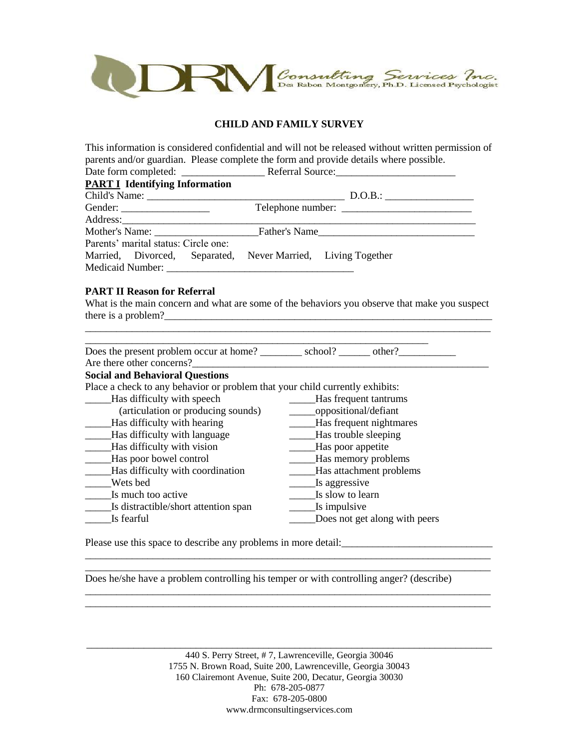DRM Consulting Services Inc.
Dea Rabon Montgomery, Ph.D. Licensed Psychologist

## CHILD AND FAMILY SURVEY

This information is considered confidential and will not be released without written permission of parents and/or guardian. Please complete the form and provide details where possible.

Date form completed: ________________ Referral Source:_______________________

### PART I Identifying Information

Child's Name: ______________________________________ D.O.B.: _________________

Gender: ________________ Telephone number: __________________________

Address:______________________________________________________________________

Mother's Name: ___________________Father's Name_____________________________

Parents' marital status: Circle one:

Married, Divorced, Separated, Never Married, Living Together

Medicaid Number: ___________________________________

### PART II Reason for Referral

What is the main concern and what are some of the behaviors you observe that make you suspect there is a problem?_________________________________________________________________

______________________________________________________________________________

_____________________________________________________________________

Does the present problem occur at home? ________ school? ______ other?___________

Are there other concerns?_____________________________________________________________

**Social and Behavioral Questions**

Place a check to any behavior or problem that your child currently exhibits:

_____Has difficulty with speech (articulation or producing sounds)
_____Has difficulty with hearing
_____Has difficulty with language
_____Has difficulty with vision
_____Has poor bowel control
_____Has difficulty with coordination
_____Wets bed
_____Is much too active
_____Is distractible/short attention span
_____Is fearful
_____Has frequent tantrums
_____oppositional/defiant
_____Has frequent nightmares
_____Has trouble sleeping
_____Has poor appetite
_____Has memory problems
_____Has attachment problems
_____Is aggressive
_____Is slow to learn
_____Is impulsive
_____Does not get along with peers

Please use this space to describe any problems in more detail:_____________________________

______________________________________________________________________________

______________________________________________________________________________

Does he/she have a problem controlling his temper or with controlling anger? (describe)

______________________________________________________________________________

______________________________________________________________________________

440 S. Perry Street, # 7, Lawrenceville, Georgia 30046
1755 N. Brown Road, Suite 200, Lawrenceville, Georgia 30043
160 Clairemont Avenue, Suite 200, Decatur, Georgia 30030
Ph: 678-205-0877
Fax: 678-205-0800
www.drmconsultingservices.com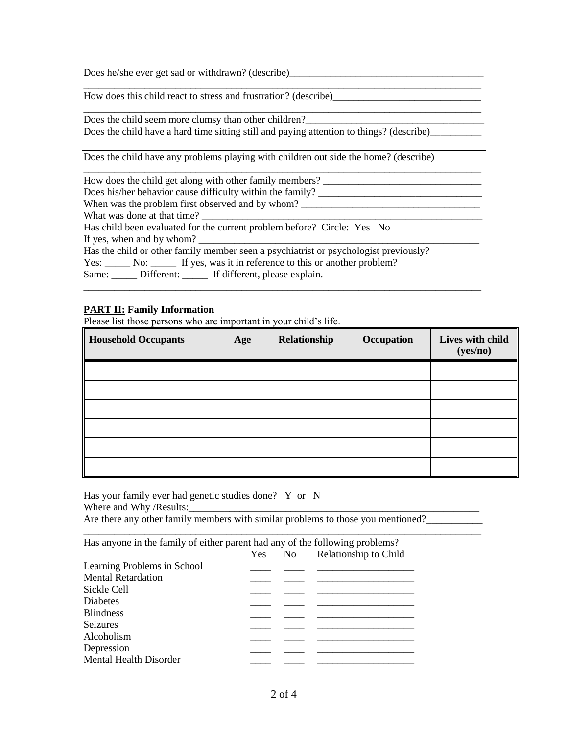Does he/she ever get sad or withdrawn? (describe)\_\_\_\_\_\_\_\_\_\_\_\_\_\_\_\_\_\_\_\_\_\_\_\_\_\_\_\_\_\_\_\_\_\_\_\_\_\_\_

\_\_\_\_\_\_\_\_\_\_\_\_\_\_\_\_\_\_\_\_\_\_\_\_\_\_\_\_\_\_\_\_\_\_\_\_\_\_\_\_\_\_\_\_\_\_\_\_\_\_\_\_\_\_\_\_\_\_\_\_\_\_\_\_\_\_\_\_\_\_\_\_\_\_\_\_\_\_

How does this child react to stress and frustration? (describe)\_\_\_\_\_\_\_\_\_\_\_\_\_\_\_\_\_\_\_\_\_\_\_\_\_\_\_\_\_\_

\_\_\_\_\_\_\_\_\_\_\_\_\_\_\_\_\_\_\_\_\_\_\_\_\_\_\_\_\_\_\_\_\_\_\_\_\_\_\_\_\_\_\_\_\_\_\_\_\_\_\_\_\_\_\_\_\_\_\_\_\_\_\_\_\_\_\_\_\_\_\_\_\_\_\_\_\_\_

Does the child seem more clumsy than other children?\_\_\_\_\_\_\_\_\_\_\_\_\_\_\_\_\_\_\_\_\_\_\_\_\_\_\_\_\_\_\_\_\_\_\_

Does the child have a hard time sitting still and paying attention to things? (describe)\_\_\_\_\_\_\_\_\_\_

---

Does the child have any problems playing with children out side the home? (describe) \_\_

\_\_\_\_\_\_\_\_\_\_\_\_\_\_\_\_\_\_\_\_\_\_\_\_\_\_\_\_\_\_\_\_\_\_\_\_\_\_\_\_\_\_\_\_\_\_\_\_\_\_\_\_\_\_\_\_\_\_\_\_\_\_\_\_\_\_\_\_\_\_\_\_\_\_\_\_\_\_

How does the child get along with other family members? \_\_\_\_\_\_\_\_\_\_\_\_\_\_\_\_\_\_\_\_\_\_\_\_\_\_\_\_\_\_\_

Does his/her behavior cause difficulty within the family? \_\_\_\_\_\_\_\_\_\_\_\_\_\_\_\_\_\_\_\_\_\_\_\_\_\_\_\_\_\_\_\_

When was the problem first observed and by whom? \_\_\_\_\_\_\_\_\_\_\_\_\_\_\_\_\_\_\_\_\_\_\_\_\_\_\_\_\_\_\_\_\_\_\_

What was done at that time? \_\_\_\_\_\_\_\_\_\_\_\_\_\_\_\_\_\_\_\_\_\_\_\_\_\_\_\_\_\_\_\_\_\_\_\_\_\_\_\_\_\_\_\_\_\_\_\_\_\_\_\_\_\_\_\_

Has child been evaluated for the current problem before? Circle: Yes No

If yes, when and by whom? \_\_\_\_\_\_\_\_\_\_\_\_\_\_\_\_\_\_\_\_\_\_\_\_\_\_\_\_\_\_\_\_\_\_\_\_\_\_\_\_\_\_\_\_\_\_\_\_\_\_\_\_\_\_\_\_

Has the child or other family member seen a psychiatrist or psychologist previously?

Yes: \_\_\_\_\_ No: \_\_\_\_\_ If yes, was it in reference to this or another problem?

Same: \_\_\_\_\_ Different: \_\_\_\_\_ If different, please explain.

\_\_\_\_\_\_\_\_\_\_\_\_\_\_\_\_\_\_\_\_\_\_\_\_\_\_\_\_\_\_\_\_\_\_\_\_\_\_\_\_\_\_\_\_\_\_\_\_\_\_\_\_\_\_\_\_\_\_\_\_\_\_\_\_\_\_\_\_\_\_\_\_\_\_\_\_\_\_

## PART II: Family Information

Please list those persons who are important in your child's life.

| Household Occupants | Age | Relationship | Occupation | Lives with child (yes/no) |
|---|---|---|---|---|
| | | | | |
| | | | | |
| | | | | |
| | | | | |
| | | | | |
| | | | | |

Has your family ever had genetic studies done? Y or N

Where and Why /Results:\_\_\_\_\_\_\_\_\_\_\_\_\_\_\_\_\_\_\_\_\_\_\_\_\_\_\_\_\_\_\_\_\_\_\_\_\_\_\_\_\_\_\_\_\_\_\_\_\_\_\_\_\_\_\_\_\_\_\_

Are there any other family members with similar problems to those you mentioned?\_\_\_\_\_\_\_\_\_\_\_

\_\_\_\_\_\_\_\_\_\_\_\_\_\_\_\_\_\_\_\_\_\_\_\_\_\_\_\_\_\_\_\_\_\_\_\_\_\_\_\_\_\_\_\_\_\_\_\_\_\_\_\_\_\_\_\_\_\_\_\_\_\_\_\_\_\_\_\_\_\_\_\_\_\_\_\_\_\_

Has anyone in the family of either parent had any of the following problems?

| | Yes | No | Relationship to Child |
|---|---|---|---|
| Learning Problems in School | \_\_\_\_ | \_\_\_\_ | \_\_\_\_\_\_\_\_\_\_\_\_\_\_\_\_\_\_\_ |
| Mental Retardation | \_\_\_\_ | \_\_\_\_ | \_\_\_\_\_\_\_\_\_\_\_\_\_\_\_\_\_\_\_ |
| Sickle Cell | \_\_\_\_ | \_\_\_\_ | \_\_\_\_\_\_\_\_\_\_\_\_\_\_\_\_\_\_\_ |
| Diabetes | \_\_\_\_ | \_\_\_\_ | \_\_\_\_\_\_\_\_\_\_\_\_\_\_\_\_\_\_\_ |
| Blindness | \_\_\_\_ | \_\_\_\_ | \_\_\_\_\_\_\_\_\_\_\_\_\_\_\_\_\_\_\_ |
| Seizures | \_\_\_\_ | \_\_\_\_ | \_\_\_\_\_\_\_\_\_\_\_\_\_\_\_\_\_\_\_ |
| Alcoholism | \_\_\_\_ | \_\_\_\_ | \_\_\_\_\_\_\_\_\_\_\_\_\_\_\_\_\_\_\_ |
| Depression | \_\_\_\_ | \_\_\_\_ | \_\_\_\_\_\_\_\_\_\_\_\_\_\_\_\_\_\_\_ |
| Mental Health Disorder | \_\_\_\_ | \_\_\_\_ | \_\_\_\_\_\_\_\_\_\_\_\_\_\_\_\_\_\_\_ |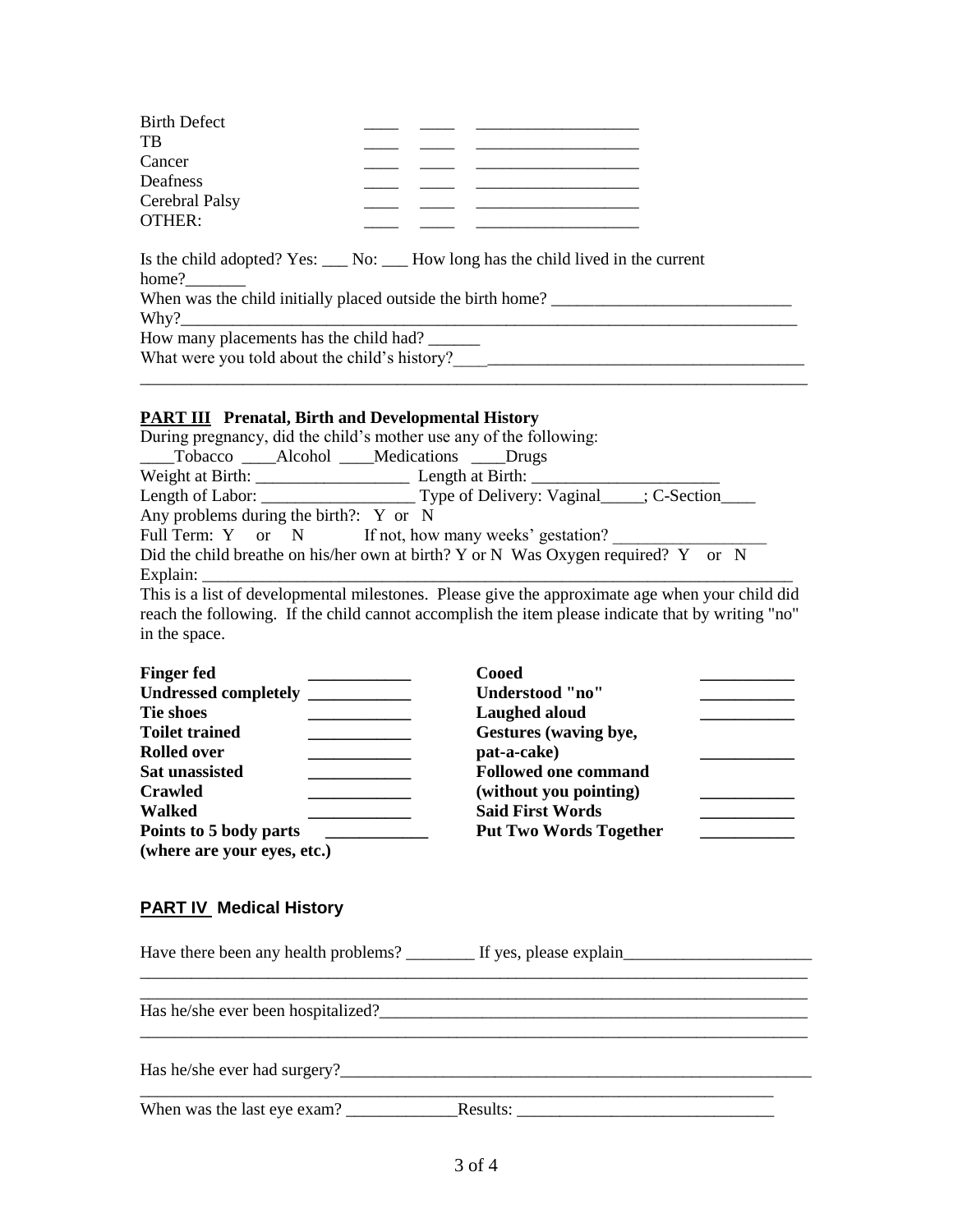| | | | |
|---|---|---|---|
| Birth Defect | ____ | ____ | ___________________ |
| TB | ____ | ____ | ___________________ |
| Cancer | ____ | ____ | ___________________ |
| Deafness | ____ | ____ | ___________________ |
| Cerebral Palsy | ____ | ____ | ___________________ |
| OTHER: | ____ | ____ | ___________________ |

Is the child adopted? Yes: ___ No: ___ How long has the child lived in the current home?_______

When was the child initially placed outside the birth home? ____________________________

Why?_________________________________________________________________________

How many placements has the child had? ______

What were you told about the child's history?____________________________________________

_______________________________________________________________________________

## PART III Prenatal, Birth and Developmental History

During pregnancy, did the child's mother use any of the following:

____Tobacco ____Alcohol ____Medications ____Drugs

Weight at Birth: __________________ Length at Birth: ______________________

Length of Labor: __________________ Type of Delivery: Vaginal_____; C-Section____

Any problems during the birth?: Y or N

Full Term: Y or N     If not, how many weeks' gestation? __________________

Did the child breathe on his/her own at birth? Y or N Was Oxygen required? Y or N

Explain: ______________________________________________________________________

This is a list of developmental milestones. Please give the approximate age when your child did reach the following. If the child cannot accomplish the item please indicate that by writing "no" in the space.

| | | | |
|---|---|---|---|
| **Finger fed** | ____________ | **Cooed** | ___________ |
| **Undressed completely** | ____________ | **Understood "no"** | ___________ |
| **Tie shoes** | ____________ | **Laughed aloud** | ___________ |
| **Toilet trained** | ____________ | **Gestures (waving bye, pat-a-cake)** | ___________ |
| **Rolled over** | ____________ | **Followed one command (without you pointing)** | ___________ |
| **Sat unassisted** | ____________ | **Said First Words** | ___________ |
| **Crawled** | ____________ | **Put Two Words Together** | ___________ |
| **Walked** | ____________ | | |
| **Points to 5 body parts (where are your eyes, etc.)** | ____________ | | |

## PART IV Medical History

Have there been any health problems? ________ If yes, please explain______________________

_______________________________________________________________________________

_______________________________________________________________________________

Has he/she ever been hospitalized?___________________________________________________

_______________________________________________________________________________

Has he/she ever had surgery?________________________________________________________

_______________________________________________________________________________

When was the last eye exam? _____________Results: ______________________________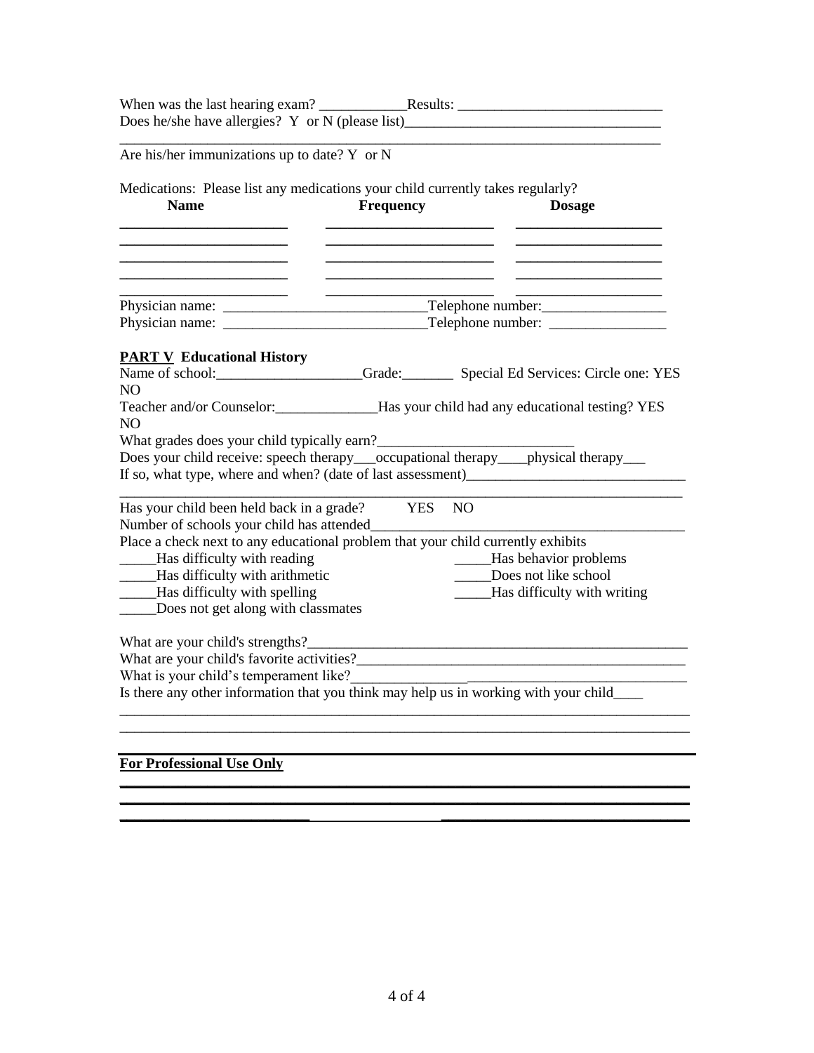When was the last hearing exam? ____________Results: ____________________________

Does he/she have allergies? Y or N (please list)___________________________________

_______________________________________________________________________________

Are his/her immunizations up to date? Y or N

Medications: Please list any medications your child currently takes regularly?

| Name | Frequency | Dosage |
| --- | --- | --- |
| | | |
| | | |
| | | |
| | | |

Physician name: ____________________________Telephone number:_________________

Physician name: ____________________________Telephone number: ________________

## PART V Educational History

Name of school:____________________Grade:_______ Special Ed Services: Circle one: YES NO

Teacher and/or Counselor:______________Has your child had any educational testing? YES NO

What grades does your child typically earn?___________________________

Does your child receive: speech therapy___occupational therapy____physical therapy___

If so, what type, where and when? (date of last assessment)______________________________

_______________________________________________________________________________

Has your child been held back in a grade? YES NO

Number of schools your child has attended____________________________________________

Place a check next to any educational problem that your child currently exhibits

_____Has difficulty with reading

_____Has difficulty with arithmetic

_____Has difficulty with spelling

_____Does not get along with classmates

_____Has behavior problems

_____Does not like school

_____Has difficulty with writing

What are your child's strengths?______________________________________________________

What are your child's favorite activities?_______________________________________________

What is your child's temperament like?_________________________________________________

Is there any other information that you think may help us in working with your child____

_______________________________________________________________________________

_______________________________________________________________________________

**For Professional Use Only**

_______________________________________________________________________________

_______________________________________________________________________________

_______________________________________________________________________________